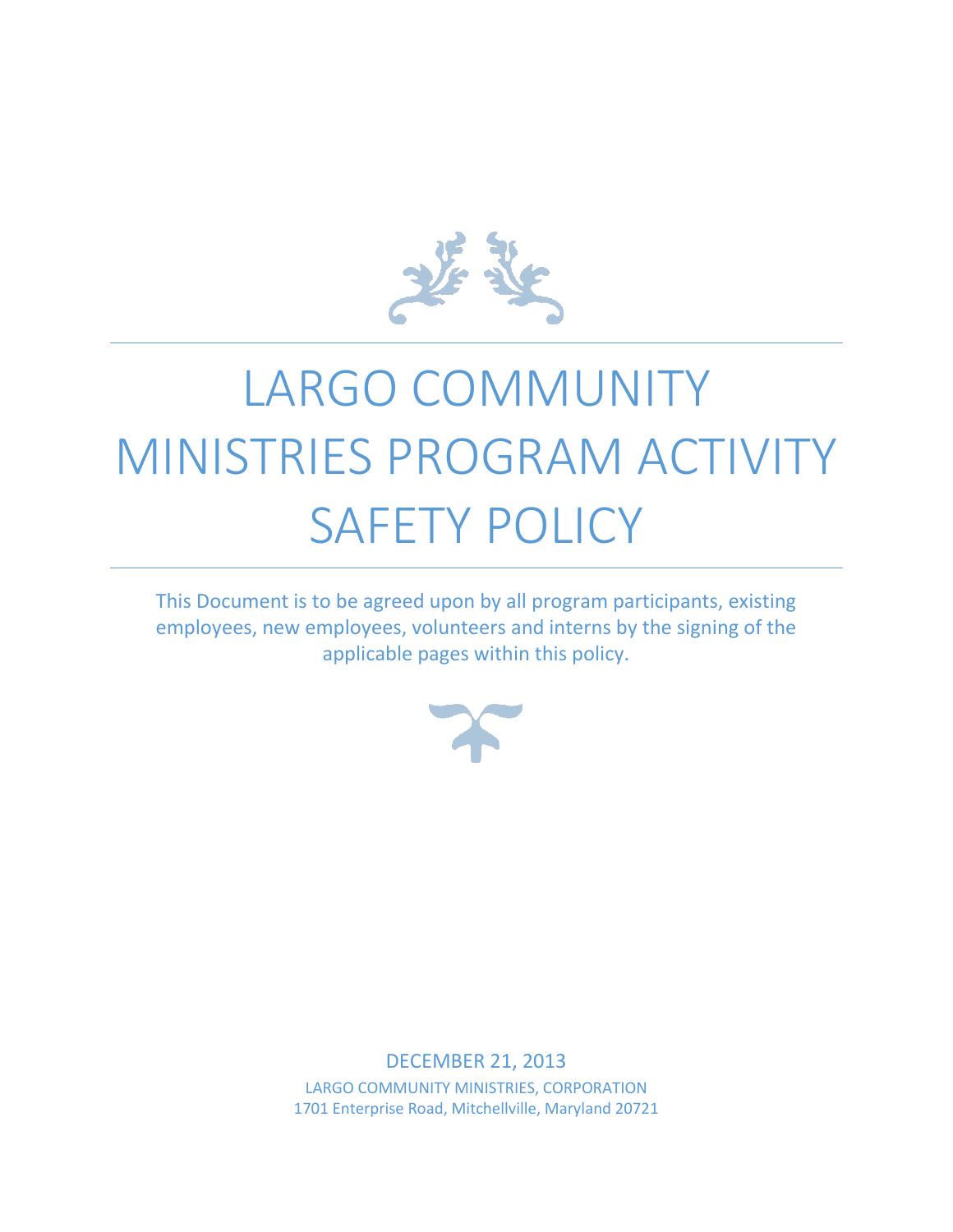# LARGO COMMUNITY MINISTRIES PROGRAM ACTIVITY SAFETY POLICY

This Document is to be agreed upon by all program participants, existing employees, new employees, volunteers and interns by the signing of the applicable pages within this policy.

DECEMBER 21, 2013

LARGO COMMUNITY MINISTRIES, CORPORATION

1701 Enterprise Road, Mitchellville, Maryland 20721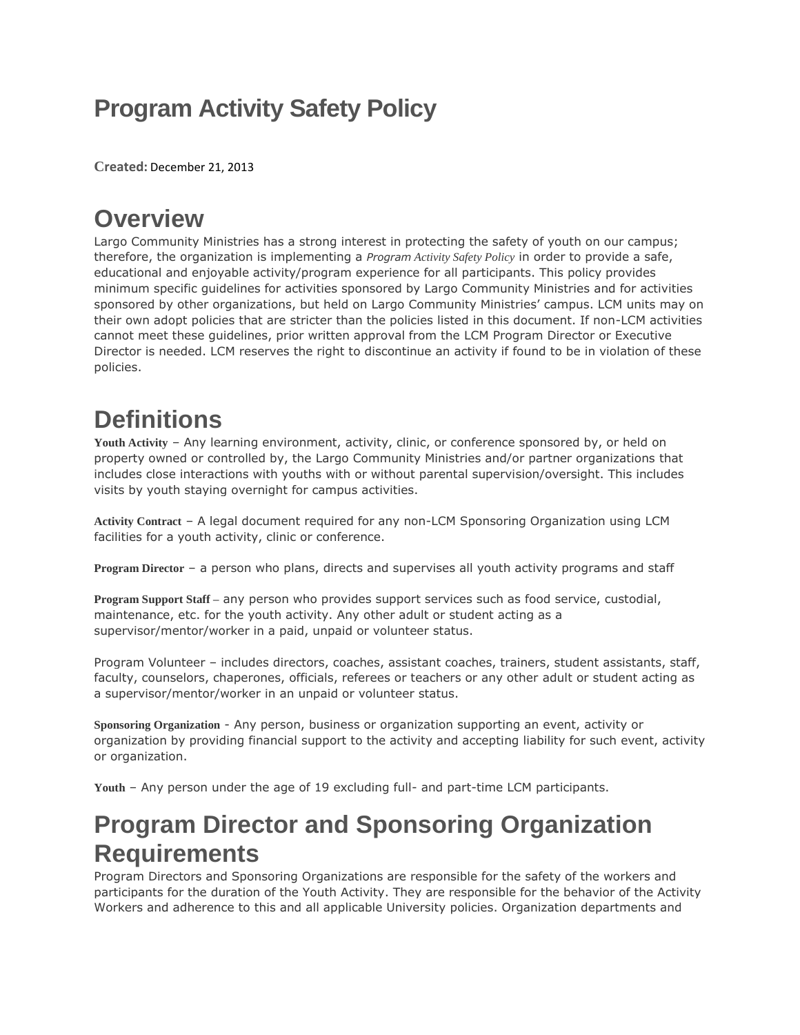# Program Activity Safety Policy

**Created:** December 21, 2013

# Overview

Largo Community Ministries has a strong interest in protecting the safety of youth on our campus; therefore, the organization is implementing a *Program Activity Safety Policy* in order to provide a safe, educational and enjoyable activity/program experience for all participants. This policy provides minimum specific guidelines for activities sponsored by Largo Community Ministries and for activities sponsored by other organizations, but held on Largo Community Ministries' campus. LCM units may on their own adopt policies that are stricter than the policies listed in this document. If non-LCM activities cannot meet these guidelines, prior written approval from the LCM Program Director or Executive Director is needed. LCM reserves the right to discontinue an activity if found to be in violation of these policies.

# Definitions

**Youth Activity** – Any learning environment, activity, clinic, or conference sponsored by, or held on property owned or controlled by, the Largo Community Ministries and/or partner organizations that includes close interactions with youths with or without parental supervision/oversight. This includes visits by youth staying overnight for campus activities.

**Activity Contract** – A legal document required for any non-LCM Sponsoring Organization using LCM facilities for a youth activity, clinic or conference.

**Program Director** – a person who plans, directs and supervises all youth activity programs and staff

**Program Support Staff** – any person who provides support services such as food service, custodial, maintenance, etc. for the youth activity. Any other adult or student acting as a supervisor/mentor/worker in a paid, unpaid or volunteer status.

Program Volunteer – includes directors, coaches, assistant coaches, trainers, student assistants, staff, faculty, counselors, chaperones, officials, referees or teachers or any other adult or student acting as a supervisor/mentor/worker in an unpaid or volunteer status.

**Sponsoring Organization** - Any person, business or organization supporting an event, activity or organization by providing financial support to the activity and accepting liability for such event, activity or organization.

**Youth** – Any person under the age of 19 excluding full- and part-time LCM participants.

# Program Director and Sponsoring Organization Requirements

Program Directors and Sponsoring Organizations are responsible for the safety of the workers and participants for the duration of the Youth Activity. They are responsible for the behavior of the Activity Workers and adherence to this and all applicable University policies. Organization departments and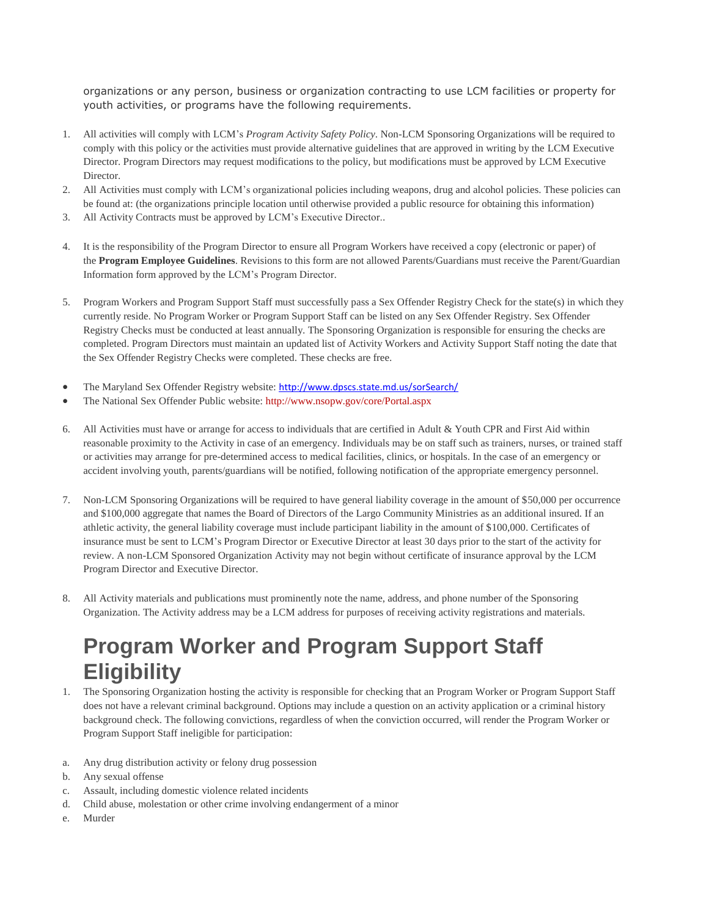organizations or any person, business or organization contracting to use LCM facilities or property for youth activities, or programs have the following requirements.

1. All activities will comply with LCM's *Program Activity Safety Policy*. Non-LCM Sponsoring Organizations will be required to comply with this policy or the activities must provide alternative guidelines that are approved in writing by the LCM Executive Director. Program Directors may request modifications to the policy, but modifications must be approved by LCM Executive Director.
2. All Activities must comply with LCM's organizational policies including weapons, drug and alcohol policies. These policies can be found at: (the organizations principle location until otherwise provided a public resource for obtaining this information)
3. All Activity Contracts must be approved by LCM's Executive Director..
4. It is the responsibility of the Program Director to ensure all Program Workers have received a copy (electronic or paper) of the **Program Employee Guidelines**. Revisions to this form are not allowed Parents/Guardians must receive the Parent/Guardian Information form approved by the LCM's Program Director.
5. Program Workers and Program Support Staff must successfully pass a Sex Offender Registry Check for the state(s) in which they currently reside. No Program Worker or Program Support Staff can be listed on any Sex Offender Registry. Sex Offender Registry Checks must be conducted at least annually. The Sponsoring Organization is responsible for ensuring the checks are completed. Program Directors must maintain an updated list of Activity Workers and Activity Support Staff noting the date that the Sex Offender Registry Checks were completed. These checks are free.

- The Maryland Sex Offender Registry website: http://www.dpscs.state.md.us/sorSearch/
- The National Sex Offender Public website: http://www.nsopw.gov/core/Portal.aspx

6. All Activities must have or arrange for access to individuals that are certified in Adult & Youth CPR and First Aid within reasonable proximity to the Activity in case of an emergency. Individuals may be on staff such as trainers, nurses, or trained staff or activities may arrange for pre-determined access to medical facilities, clinics, or hospitals. In the case of an emergency or accident involving youth, parents/guardians will be notified, following notification of the appropriate emergency personnel.
7. Non-LCM Sponsoring Organizations will be required to have general liability coverage in the amount of $50,000 per occurrence and $100,000 aggregate that names the Board of Directors of the Largo Community Ministries as an additional insured. If an athletic activity, the general liability coverage must include participant liability in the amount of $100,000. Certificates of insurance must be sent to LCM's Program Director or Executive Director at least 30 days prior to the start of the activity for review. A non-LCM Sponsored Organization Activity may not begin without certificate of insurance approval by the LCM Program Director and Executive Director.
8. All Activity materials and publications must prominently note the name, address, and phone number of the Sponsoring Organization. The Activity address may be a LCM address for purposes of receiving activity registrations and materials.

# Program Worker and Program Support Staff Eligibility

1. The Sponsoring Organization hosting the activity is responsible for checking that an Program Worker or Program Support Staff does not have a relevant criminal background. Options may include a question on an activity application or a criminal history background check. The following convictions, regardless of when the conviction occurred, will render the Program Worker or Program Support Staff ineligible for participation:

a. Any drug distribution activity or felony drug possession
b. Any sexual offense
c. Assault, including domestic violence related incidents
d. Child abuse, molestation or other crime involving endangerment of a minor
e. Murder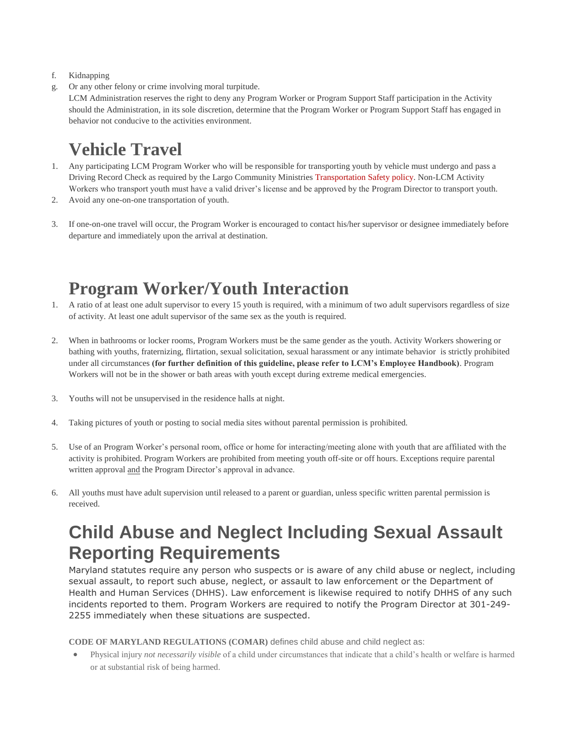f. Kidnapping
g. Or any other felony or crime involving moral turpitude.
   LCM Administration reserves the right to deny any Program Worker or Program Support Staff participation in the Activity should the Administration, in its sole discretion, determine that the Program Worker or Program Support Staff has engaged in behavior not conducive to the activities environment.

# Vehicle Travel

1. Any participating LCM Program Worker who will be responsible for transporting youth by vehicle must undergo and pass a Driving Record Check as required by the Largo Community Ministries Transportation Safety policy. Non-LCM Activity Workers who transport youth must have a valid driver's license and be approved by the Program Director to transport youth.
2. Avoid any one-on-one transportation of youth.
3. If one-on-one travel will occur, the Program Worker is encouraged to contact his/her supervisor or designee immediately before departure and immediately upon the arrival at destination.

# Program Worker/Youth Interaction

1. A ratio of at least one adult supervisor to every 15 youth is required, with a minimum of two adult supervisors regardless of size of activity. At least one adult supervisor of the same sex as the youth is required.
2. When in bathrooms or locker rooms, Program Workers must be the same gender as the youth. Activity Workers showering or bathing with youths, fraternizing, flirtation, sexual solicitation, sexual harassment or any intimate behavior is strictly prohibited under all circumstances **(for further definition of this guideline, please refer to LCM's Employee Handbook)**. Program Workers will not be in the shower or bath areas with youth except during extreme medical emergencies.
3. Youths will not be unsupervised in the residence halls at night.
4. Taking pictures of youth or posting to social media sites without parental permission is prohibited.
5. Use of an Program Worker's personal room, office or home for interacting/meeting alone with youth that are affiliated with the activity is prohibited. Program Workers are prohibited from meeting youth off-site or off hours. Exceptions require parental written approval <u>and</u> the Program Director's approval in advance.
6. All youths must have adult supervision until released to a parent or guardian, unless specific written parental permission is received.

# Child Abuse and Neglect Including Sexual Assault Reporting Requirements

Maryland statutes require any person who suspects or is aware of any child abuse or neglect, including sexual assault, to report such abuse, neglect, or assault to law enforcement or the Department of Health and Human Services (DHHS). Law enforcement is likewise required to notify DHHS of any such incidents reported to them. Program Workers are required to notify the Program Director at 301-249-2255 immediately when these situations are suspected.

**CODE OF MARYLAND REGULATIONS (COMAR)** defines child abuse and child neglect as:

- Physical injury *not necessarily visible* of a child under circumstances that indicate that a child's health or welfare is harmed or at substantial risk of being harmed.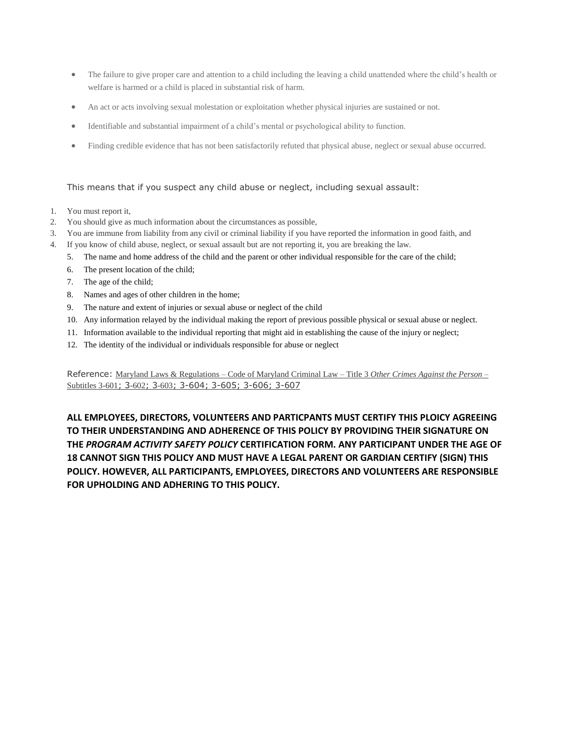- The failure to give proper care and attention to a child including the leaving a child unattended where the child's health or welfare is harmed or a child is placed in substantial risk of harm.
- An act or acts involving sexual molestation or exploitation whether physical injuries are sustained or not.
- Identifiable and substantial impairment of a child's mental or psychological ability to function.
- Finding credible evidence that has not been satisfactorily refuted that physical abuse, neglect or sexual abuse occurred.

This means that if you suspect any child abuse or neglect, including sexual assault:

1. You must report it,
2. You should give as much information about the circumstances as possible,
3. You are immune from liability from any civil or criminal liability if you have reported the information in good faith, and
4. If you know of child abuse, neglect, or sexual assault but are not reporting it, you are breaking the law.
5. The name and home address of the child and the parent or other individual responsible for the care of the child;
6. The present location of the child;
7. The age of the child;
8. Names and ages of other children in the home;
9. The nature and extent of injuries or sexual abuse or neglect of the child
10. Any information relayed by the individual making the report of previous possible physical or sexual abuse or neglect.
11. Information available to the individual reporting that might aid in establishing the cause of the injury or neglect;
12. The identity of the individual or individuals responsible for abuse or neglect

Reference: Maryland Laws & Regulations – Code of Maryland Criminal Law – Title 3 *Other Crimes Against the Person* – Subtitles 3-601; 3-602; 3-603; 3-604; 3-605; 3-606; 3-607

**ALL EMPLOYEES, DIRECTORS, VOLUNTEERS AND PARTICPANTS MUST CERTIFY THIS PLOICY AGREEING TO THEIR UNDERSTANDING AND ADHERENCE OF THIS POLICY BY PROVIDING THEIR SIGNATURE ON THE *PROGRAM ACTIVITY SAFETY POLICY* CERTIFICATION FORM. ANY PARTICIPANT UNDER THE AGE OF 18 CANNOT SIGN THIS POLICY AND MUST HAVE A LEGAL PARENT OR GARDIAN CERTIFY (SIGN) THIS POLICY. HOWEVER, ALL PARTICIPANTS, EMPLOYEES, DIRECTORS AND VOLUNTEERS ARE RESPONSIBLE FOR UPHOLDING AND ADHERING TO THIS POLICY.**